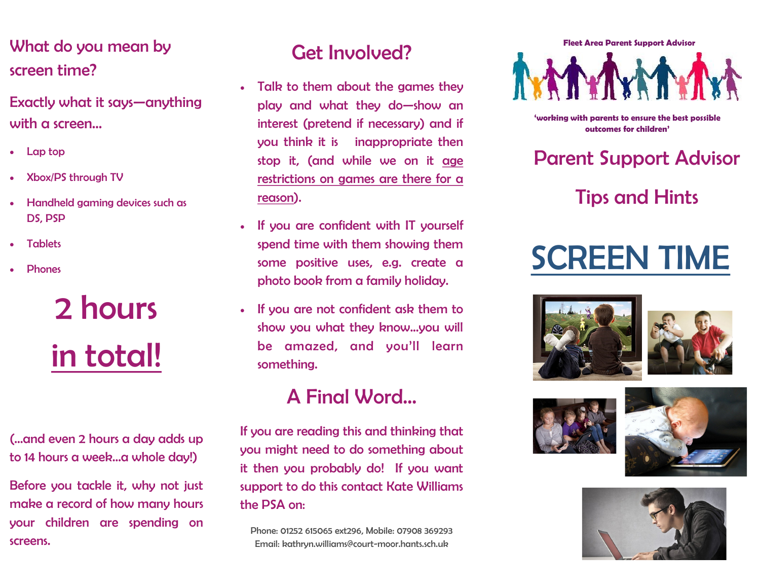## What do you mean by screen time?

Exactly what it says—anything with a screen...

- Lap top
- Xbox/PS through TV
- Handheld gaming devices such as DS, PSP
- Tablets
- Phones

# 2 hours in total!

(...and even 2 hours a day adds up to 14 hours a week...a whole day!)

Before you tackle it, why not just make a record of how many hours your children are spending on screens.

## Get Involved?

- Talk to them about the games they play and what they do—show an interest (pretend if necessary) and if you think it is inappropriate then stop it, (and while we on it age restrictions on games are there for a reason).
- If you are confident with IT yourself spend time with them showing them some positive uses, e.g. create a photo book from a family holiday.
- If you are not confident ask them to show you what they know...you will be amazed, and you'll learn something.

## A Final Word...

If you are reading this and thinking that you might need to do something about it then you probably do! If you want support to do this contact Kate Williams the PSA on:

Phone: 01252 615065 ext296, Mobile: 07908 369293
Email: kathryn.williams@court-moor.hants.sch.uk

**Fleet Area Parent Support Advisor**

**'working with parents to ensure the best possible outcomes for children'**

## Parent Support Advisor

## Tips and Hints

# SCREEN TIME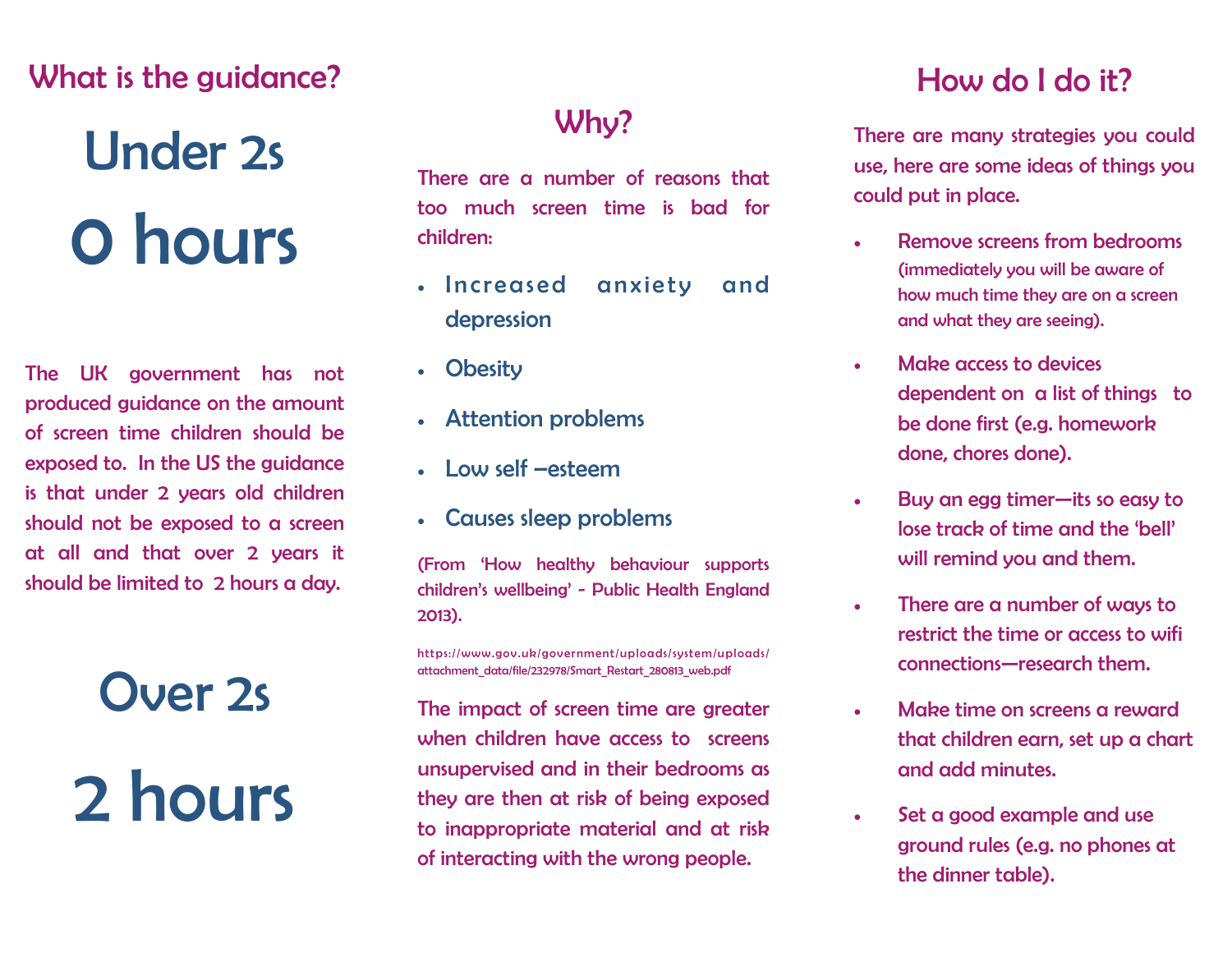## What is the guidance?

# Under 2s

# 0 hours

The UK government has not produced guidance on the amount of screen time children should be exposed to. In the US the guidance is that under 2 years old children should not be exposed to a screen at all and that over 2 years it should be limited to 2 hours a day.

# Over 2s

# 2 hours

## Why?

There are a number of reasons that too much screen time is bad for children:

- Increased anxiety and depression
- Obesity
- Attention problems
- Low self –esteem
- Causes sleep problems

(From 'How healthy behaviour supports children's wellbeing' - Public Health England 2013).

https://www.gov.uk/government/uploads/system/uploads/attachment_data/file/232978/Smart_Restart_280813_web.pdf

The impact of screen time are greater when children have access to screens unsupervised and in their bedrooms as they are then at risk of being exposed to inappropriate material and at risk of interacting with the wrong people.

## How do I do it?

There are many strategies you could use, here are some ideas of things you could put in place.

- Remove screens from bedrooms (immediately you will be aware of how much time they are on a screen and what they are seeing).
- Make access to devices dependent on a list of things to be done first (e.g. homework done, chores done).
- Buy an egg timer—its so easy to lose track of time and the 'bell' will remind you and them.
- There are a number of ways to restrict the time or access to wifi connections—research them.
- Make time on screens a reward that children earn, set up a chart and add minutes.
- Set a good example and use ground rules (e.g. no phones at the dinner table).